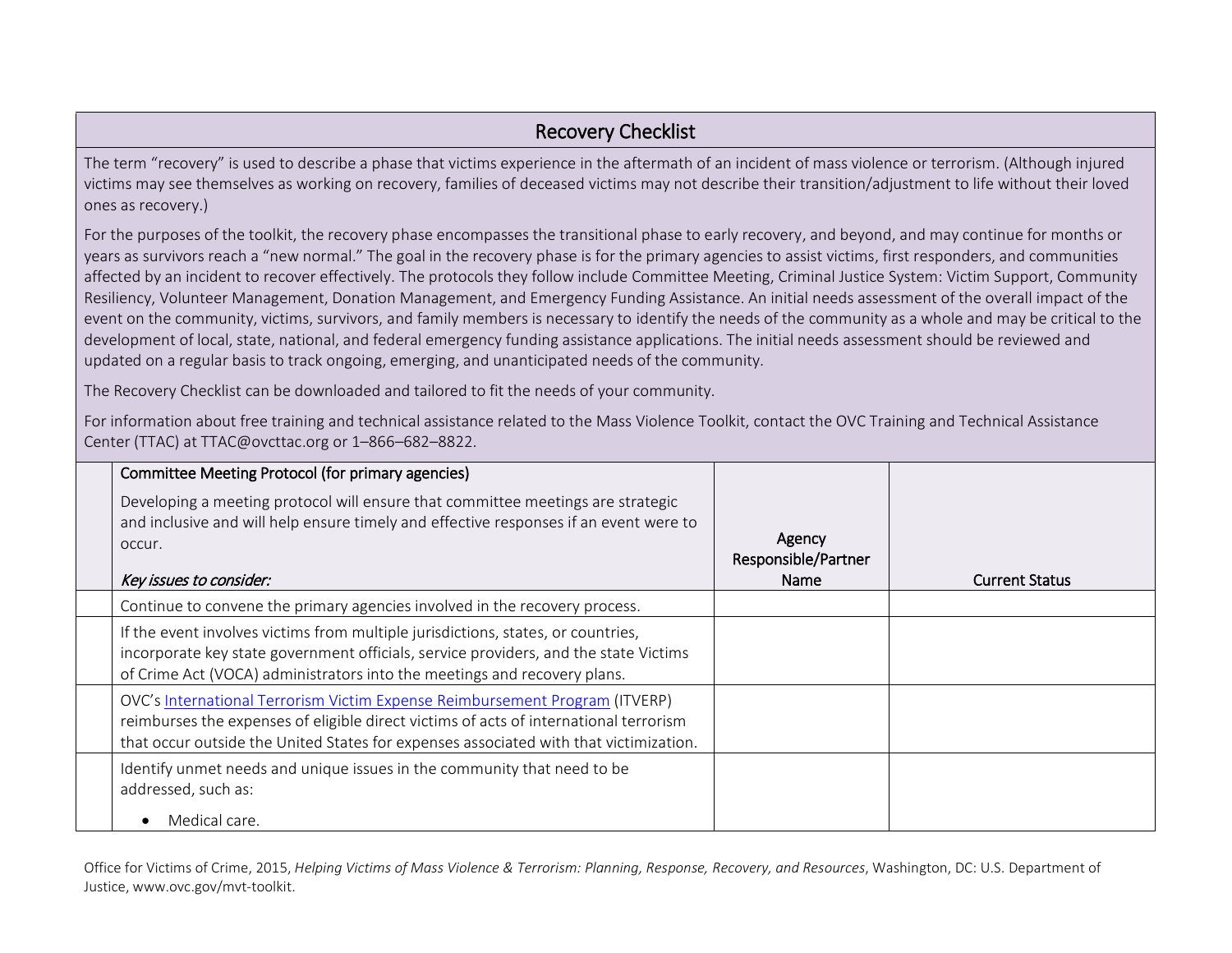## Recovery Checklist

The term "recovery" is used to describe a phase that victims experience in the aftermath of an incident of mass violence or terrorism. (Although injured victims may see themselves as working on recovery, families of deceased victims may not describe their transition/adjustment to life without their loved ones as recovery.)

For the purposes of the toolkit, the recovery phase encompasses the transitional phase to early recovery, and beyond, and may continue for months or years as survivors reach a "new normal." The goal in the recovery phase is for the primary agencies to assist victims, first responders, and communities affected by an incident to recover effectively. The protocols they follow include Committee Meeting, Criminal Justice System: Victim Support, Community Resiliency, Volunteer Management, Donation Management, and Emergency Funding Assistance. An initial needs assessment of the overall impact of the event on the community, victims, survivors, and family members is necessary to identify the needs of the community as a whole and may be critical to the development of local, state, national, and federal emergency funding assistance applications. The initial needs assessment should be reviewed and updated on a regular basis to track ongoing, emerging, and unanticipated needs of the community.

The Recovery Checklist can be downloaded and tailored to fit the needs of your community.

For information about free training and technical assistance related to the Mass Violence Toolkit, contact the OVC Training and Technical Assistance Center (TTAC) at TTAC@ovcttac.org or 1–866–682–8822.

| | Committee Meeting Protocol (for primary agencies)<br><br>Developing a meeting protocol will ensure that committee meetings are strategic and inclusive and will help ensure timely and effective responses if an event were to occur.<br><br>*Key issues to consider:* | Agency Responsible/Partner Name | Current Status |
|---|---|---|---|
| | Continue to convene the primary agencies involved in the recovery process. | | |
| | If the event involves victims from multiple jurisdictions, states, or countries, incorporate key state government officials, service providers, and the state Victims of Crime Act (VOCA) administrators into the meetings and recovery plans. | | |
| | OVC's International Terrorism Victim Expense Reimbursement Program (ITVERP) reimburses the expenses of eligible direct victims of acts of international terrorism that occur outside the United States for expenses associated with that victimization. | | |
| | Identify unmet needs and unique issues in the community that need to be addressed, such as:<br><br>• Medical care. | | |

Office for Victims of Crime, 2015, *Helping Victims of Mass Violence & Terrorism: Planning, Response, Recovery, and Resources*, Washington, DC: U.S. Department of Justice, www.ovc.gov/mvt-toolkit.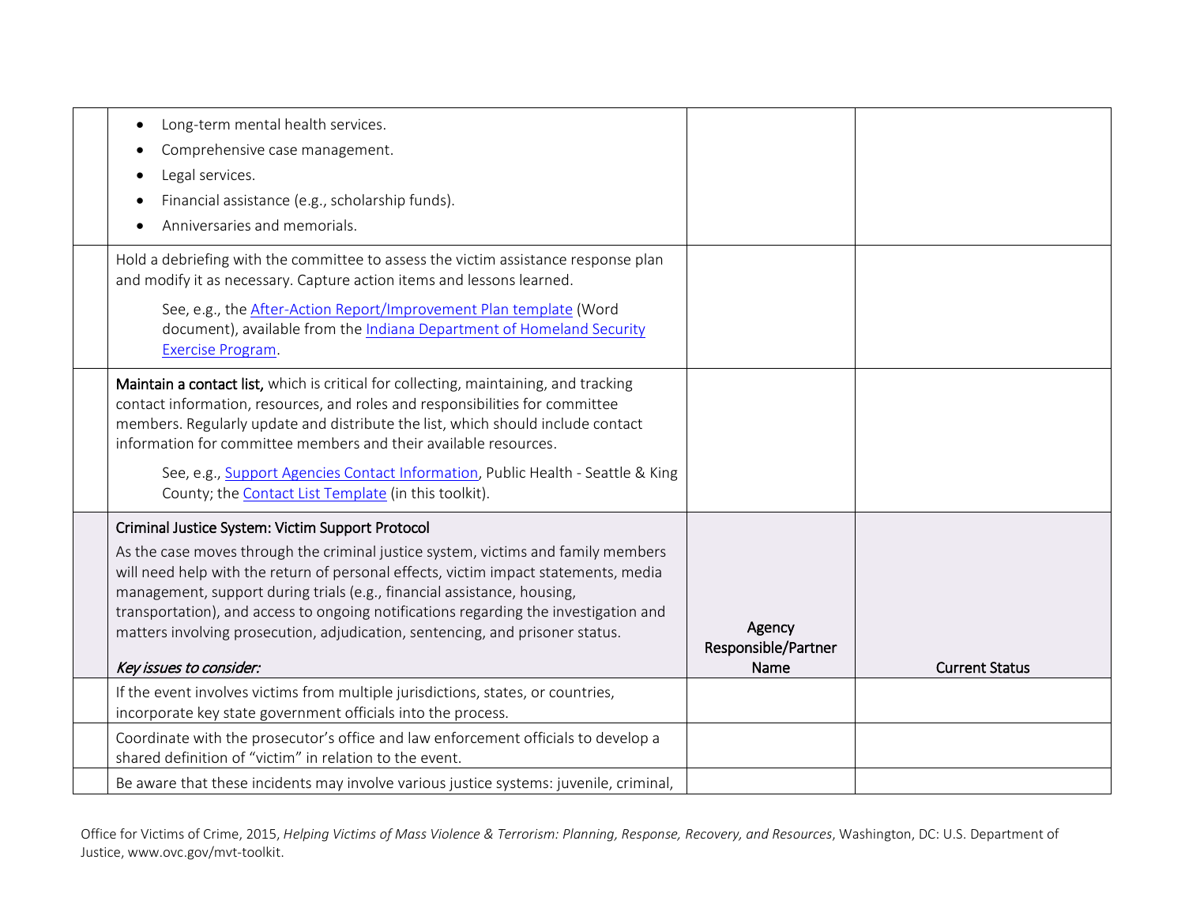| | | | |
|---|---|---|---|
| | • Long-term mental health services.<br>• Comprehensive case management.<br>• Legal services.<br>• Financial assistance (e.g., scholarship funds).<br>• Anniversaries and memorials. | | |
| | Hold a debriefing with the committee to assess the victim assistance response plan and modify it as necessary. Capture action items and lessons learned.<br><br>See, e.g., the [After-Action Report/Improvement Plan template]() (Word document), available from the [Indiana Department of Homeland Security Exercise Program](). | | |
| | **Maintain a contact list,** which is critical for collecting, maintaining, and tracking contact information, resources, and roles and responsibilities for committee members. Regularly update and distribute the list, which should include contact information for committee members and their available resources.<br><br>See, e.g., [Support Agencies Contact Information](), Public Health - Seattle & King County; the [Contact List Template]() (in this toolkit). | | |
| | **Criminal Justice System: Victim Support Protocol**<br>As the case moves through the criminal justice system, victims and family members will need help with the return of personal effects, victim impact statements, media management, support during trials (e.g., financial assistance, housing, transportation), and access to ongoing notifications regarding the investigation and matters involving prosecution, adjudication, sentencing, and prisoner status.<br><br>*Key issues to consider:* | **Agency Responsible/Partner Name** | **Current Status** |
| | If the event involves victims from multiple jurisdictions, states, or countries, incorporate key state government officials into the process. | | |
| | Coordinate with the prosecutor's office and law enforcement officials to develop a shared definition of "victim" in relation to the event. | | |
| | Be aware that these incidents may involve various justice systems: juvenile, criminal, | | |

Office for Victims of Crime, 2015, *Helping Victims of Mass Violence & Terrorism: Planning, Response, Recovery, and Resources*, Washington, DC: U.S. Department of Justice, www.ovc.gov/mvt-toolkit.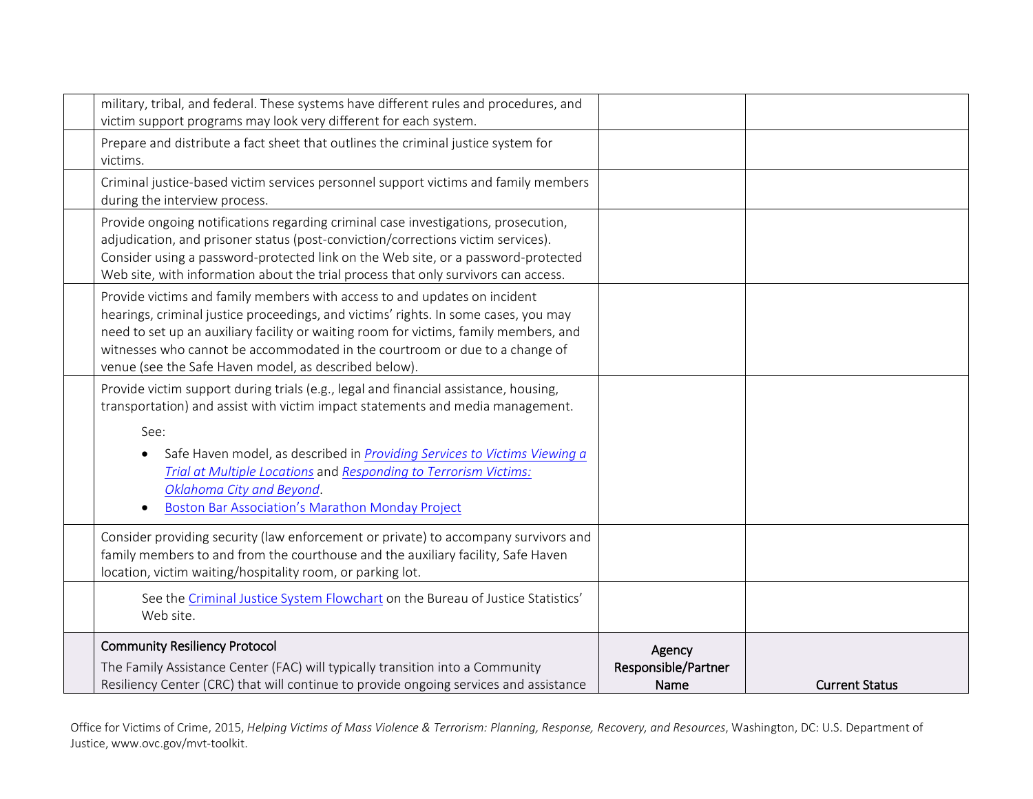| | | | |
|---|---|---|---|
| | military, tribal, and federal. These systems have different rules and procedures, and victim support programs may look very different for each system. | | |
| | Prepare and distribute a fact sheet that outlines the criminal justice system for victims. | | |
| | Criminal justice-based victim services personnel support victims and family members during the interview process. | | |
| | Provide ongoing notifications regarding criminal case investigations, prosecution, adjudication, and prisoner status (post-conviction/corrections victim services). Consider using a password-protected link on the Web site, or a password-protected Web site, with information about the trial process that only survivors can access. | | |
| | Provide victims and family members with access to and updates on incident hearings, criminal justice proceedings, and victims' rights. In some cases, you may need to set up an auxiliary facility or waiting room for victims, family members, and witnesses who cannot be accommodated in the courtroom or due to a change of venue (see the Safe Haven model, as described below). | | |
| | Provide victim support during trials (e.g., legal and financial assistance, housing, transportation) and assist with victim impact statements and media management.<br><br>See:<br>• Safe Haven model, as described in *Providing Services to Victims Viewing a Trial at Multiple Locations* and *Responding to Terrorism Victims: Oklahoma City and Beyond*.<br>• Boston Bar Association's Marathon Monday Project | | |
| | Consider providing security (law enforcement or private) to accompany survivors and family members to and from the courthouse and the auxiliary facility, Safe Haven location, victim waiting/hospitality room, or parking lot. | | |
| | See the Criminal Justice System Flowchart on the Bureau of Justice Statistics' Web site. | | |
| | **Community Resiliency Protocol**<br>The Family Assistance Center (FAC) will typically transition into a Community Resiliency Center (CRC) that will continue to provide ongoing services and assistance | **Agency Responsible/Partner Name** | **Current Status** |

Office for Victims of Crime, 2015, *Helping Victims of Mass Violence & Terrorism: Planning, Response, Recovery, and Resources*, Washington, DC: U.S. Department of Justice, www.ovc.gov/mvt-toolkit.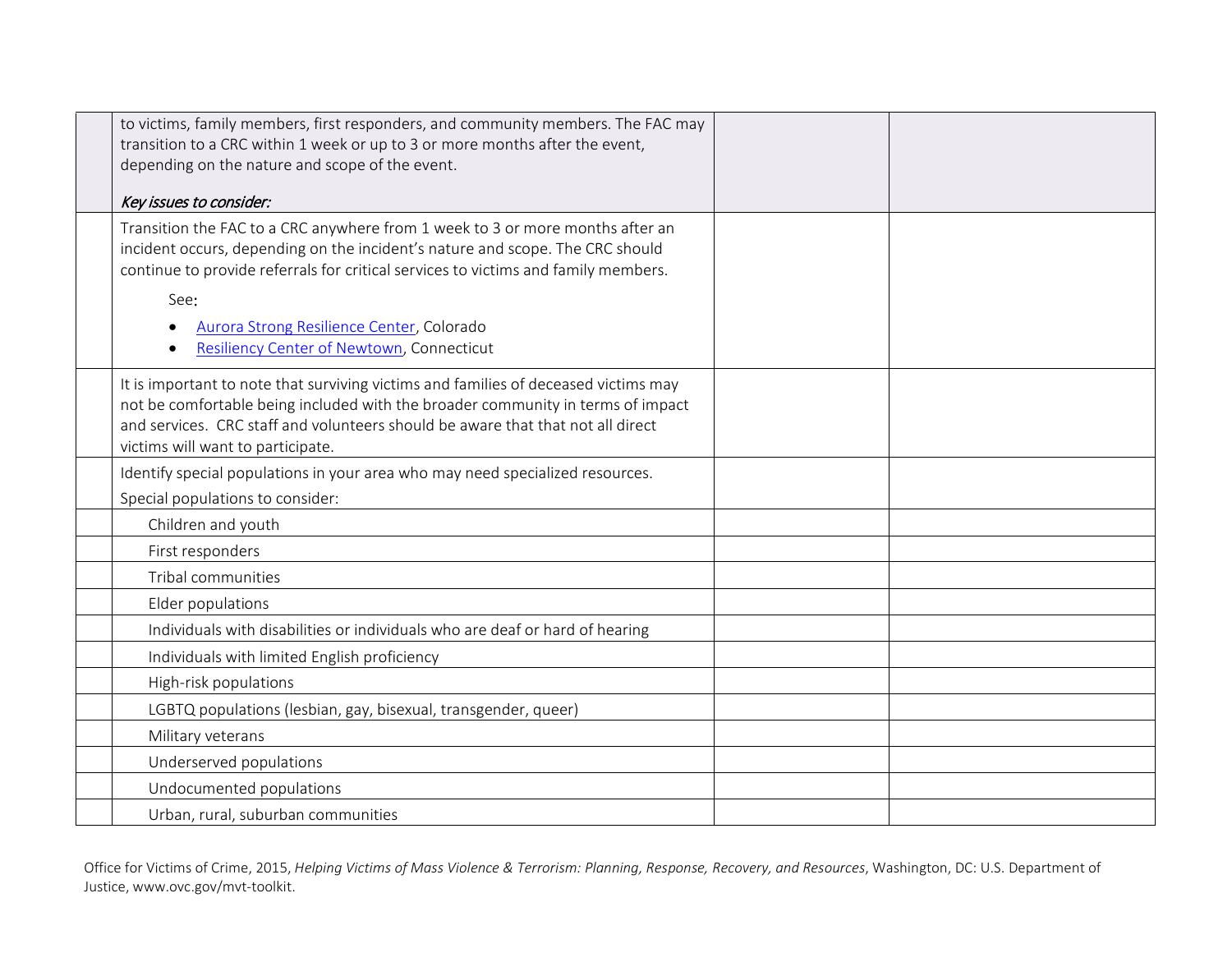| | | | |
|---|---|---|---|
| | to victims, family members, first responders, and community members. The FAC may transition to a CRC within 1 week or up to 3 or more months after the event, depending on the nature and scope of the event.<br><br>*Key issues to consider:* | | |
| | Transition the FAC to a CRC anywhere from 1 week to 3 or more months after an incident occurs, depending on the incident's nature and scope. The CRC should continue to provide referrals for critical services to victims and family members.<br><br>See:<br>• Aurora Strong Resilience Center, Colorado<br>• Resiliency Center of Newtown, Connecticut | | |
| | It is important to note that surviving victims and families of deceased victims may not be comfortable being included with the broader community in terms of impact and services. CRC staff and volunteers should be aware that that not all direct victims will want to participate. | | |
| | Identify special populations in your area who may need specialized resources.<br>Special populations to consider: | | |
| | Children and youth | | |
| | First responders | | |
| | Tribal communities | | |
| | Elder populations | | |
| | Individuals with disabilities or individuals who are deaf or hard of hearing | | |
| | Individuals with limited English proficiency | | |
| | High-risk populations | | |
| | LGBTQ populations (lesbian, gay, bisexual, transgender, queer) | | |
| | Military veterans | | |
| | Underserved populations | | |
| | Undocumented populations | | |
| | Urban, rural, suburban communities | | |

Office for Victims of Crime, 2015, *Helping Victims of Mass Violence & Terrorism: Planning, Response, Recovery, and Resources*, Washington, DC: U.S. Department of Justice, www.ovc.gov/mvt-toolkit.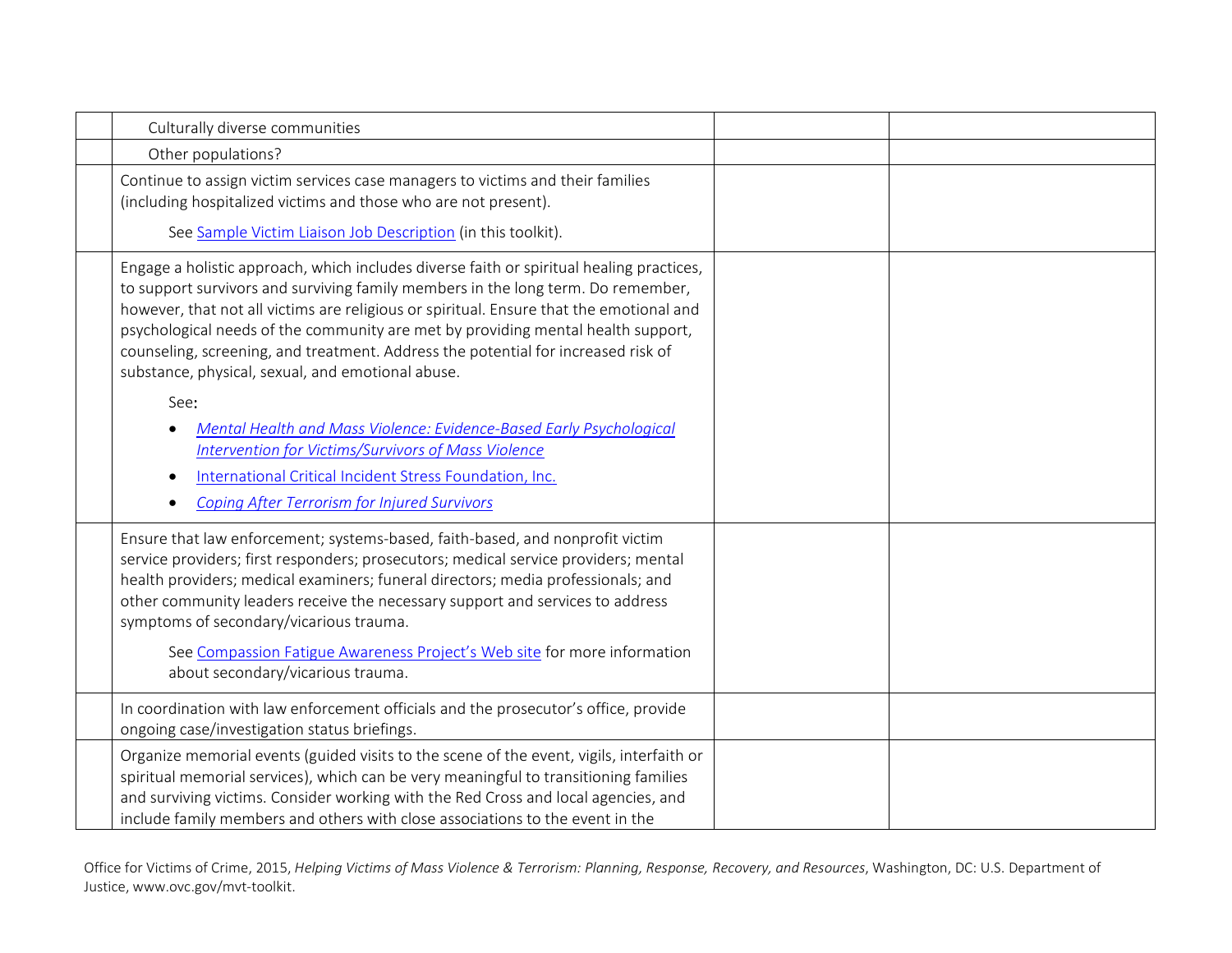| | | | |
|---|---|---|---|
| | Culturally diverse communities | | |
| | Other populations? | | |
| | Continue to assign victim services case managers to victims and their families (including hospitalized victims and those who are not present).<br><br>See Sample Victim Liaison Job Description (in this toolkit). | | |
| | Engage a holistic approach, which includes diverse faith or spiritual healing practices, to support survivors and surviving family members in the long term. Do remember, however, that not all victims are religious or spiritual. Ensure that the emotional and psychological needs of the community are met by providing mental health support, counseling, screening, and treatment. Address the potential for increased risk of substance, physical, sexual, and emotional abuse.<br><br>See:<br>• *Mental Health and Mass Violence: Evidence-Based Early Psychological Intervention for Victims/Survivors of Mass Violence*<br>• International Critical Incident Stress Foundation, Inc.<br>• *Coping After Terrorism for Injured Survivors* | | |
| | Ensure that law enforcement; systems-based, faith-based, and nonprofit victim service providers; first responders; prosecutors; medical service providers; mental health providers; medical examiners; funeral directors; media professionals; and other community leaders receive the necessary support and services to address symptoms of secondary/vicarious trauma.<br><br>See Compassion Fatigue Awareness Project's Web site for more information about secondary/vicarious trauma. | | |
| | In coordination with law enforcement officials and the prosecutor's office, provide ongoing case/investigation status briefings. | | |
| | Organize memorial events (guided visits to the scene of the event, vigils, interfaith or spiritual memorial services), which can be very meaningful to transitioning families and surviving victims. Consider working with the Red Cross and local agencies, and include family members and others with close associations to the event in the | | |

Office for Victims of Crime, 2015, *Helping Victims of Mass Violence & Terrorism: Planning, Response, Recovery, and Resources*, Washington, DC: U.S. Department of Justice, www.ovc.gov/mvt-toolkit.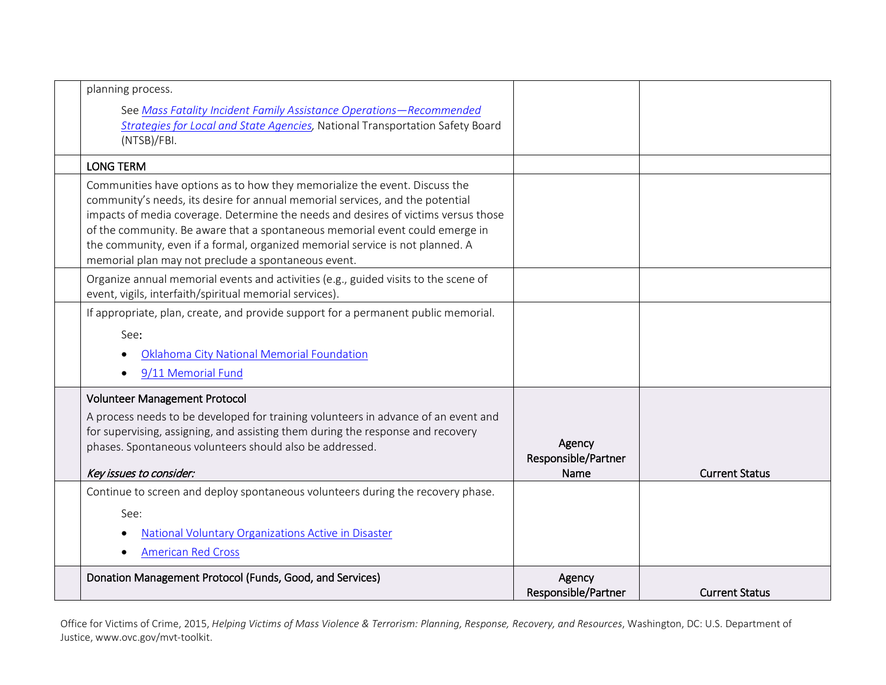| | | | |
|---|---|---|---|
| | planning process.<br><br>See *Mass Fatality Incident Family Assistance Operations—Recommended Strategies for Local and State Agencies*, National Transportation Safety Board (NTSB)/FBI. | | |
| | LONG TERM | | |
| | Communities have options as to how they memorialize the event. Discuss the community's needs, its desire for annual memorial services, and the potential impacts of media coverage. Determine the needs and desires of victims versus those of the community. Be aware that a spontaneous memorial event could emerge in the community, even if a formal, organized memorial service is not planned. A memorial plan may not preclude a spontaneous event. | | |
| | Organize annual memorial events and activities (e.g., guided visits to the scene of event, vigils, interfaith/spiritual memorial services). | | |
| | If appropriate, plan, create, and provide support for a permanent public memorial.<br><br>See:<br>• Oklahoma City National Memorial Foundation<br>• 9/11 Memorial Fund | | |
| | Volunteer Management Protocol<br>A process needs to be developed for training volunteers in advance of an event and for supervising, assigning, and assisting them during the response and recovery phases. Spontaneous volunteers should also be addressed.<br><br>*Key issues to consider:* | Agency Responsible/Partner Name | Current Status |
| | Continue to screen and deploy spontaneous volunteers during the recovery phase.<br><br>See:<br>• National Voluntary Organizations Active in Disaster<br>• American Red Cross | | |
| | Donation Management Protocol (Funds, Good, and Services) | Agency Responsible/Partner | Current Status |

Office for Victims of Crime, 2015, *Helping Victims of Mass Violence & Terrorism: Planning, Response, Recovery, and Resources*, Washington, DC: U.S. Department of Justice, www.ovc.gov/mvt-toolkit.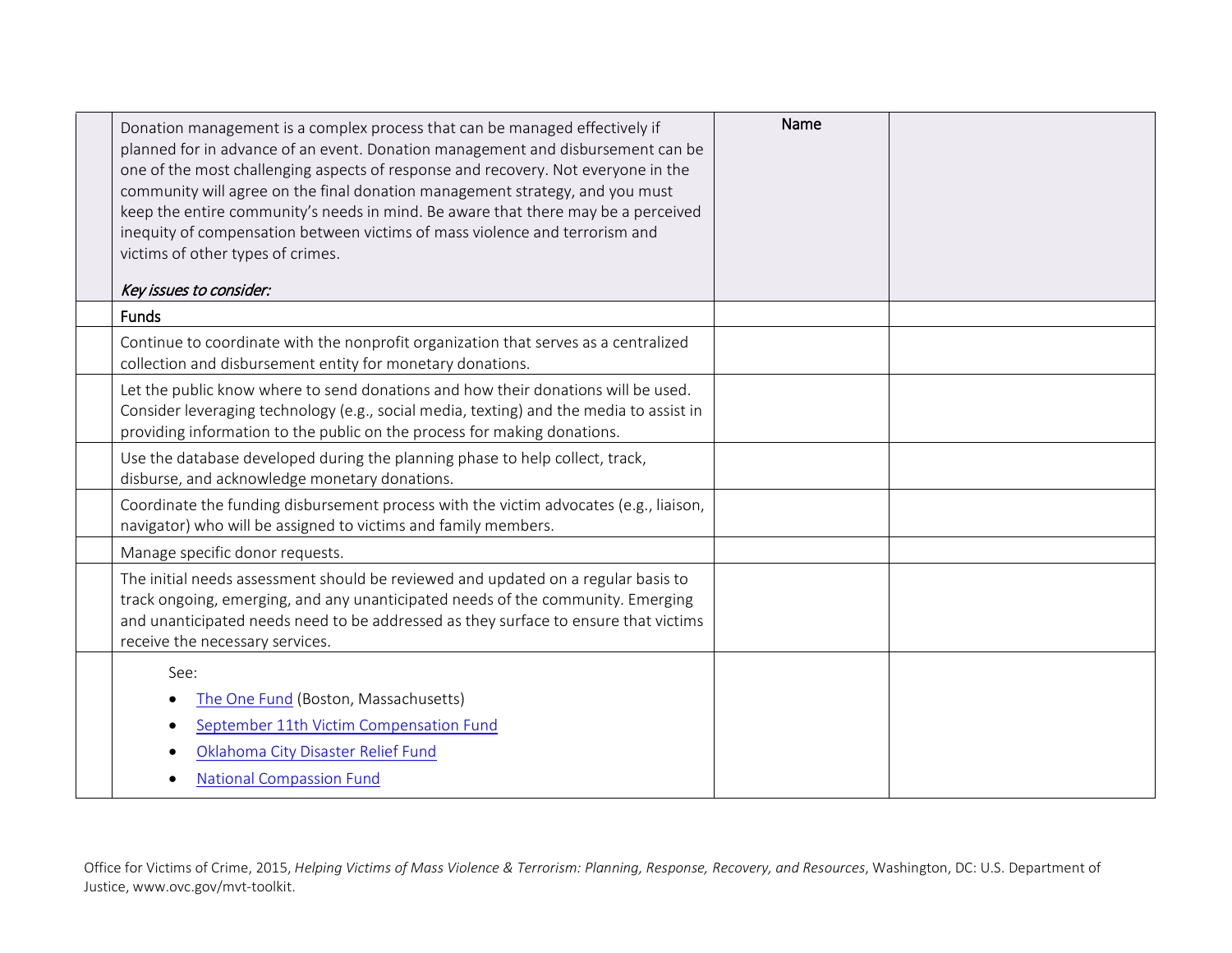| | | | |
|---|---|---|---|
| | Donation management is a complex process that can be managed effectively if planned for in advance of an event. Donation management and disbursement can be one of the most challenging aspects of response and recovery. Not everyone in the community will agree on the final donation management strategy, and you must keep the entire community's needs in mind. Be aware that there may be a perceived inequity of compensation between victims of mass violence and terrorism and victims of other types of crimes.<br><br>*Key issues to consider:* | Name | |
| | Funds | | |
| | Continue to coordinate with the nonprofit organization that serves as a centralized collection and disbursement entity for monetary donations. | | |
| | Let the public know where to send donations and how their donations will be used. Consider leveraging technology (e.g., social media, texting) and the media to assist in providing information to the public on the process for making donations. | | |
| | Use the database developed during the planning phase to help collect, track, disburse, and acknowledge monetary donations. | | |
| | Coordinate the funding disbursement process with the victim advocates (e.g., liaison, navigator) who will be assigned to victims and family members. | | |
| | Manage specific donor requests. | | |
| | The initial needs assessment should be reviewed and updated on a regular basis to track ongoing, emerging, and any unanticipated needs of the community. Emerging and unanticipated needs need to be addressed as they surface to ensure that victims receive the necessary services. | | |
| | See:<br>• The One Fund (Boston, Massachusetts)<br>• September 11th Victim Compensation Fund<br>• Oklahoma City Disaster Relief Fund<br>• National Compassion Fund | | |

Office for Victims of Crime, 2015, *Helping Victims of Mass Violence & Terrorism: Planning, Response, Recovery, and Resources*, Washington, DC: U.S. Department of Justice, www.ovc.gov/mvt-toolkit.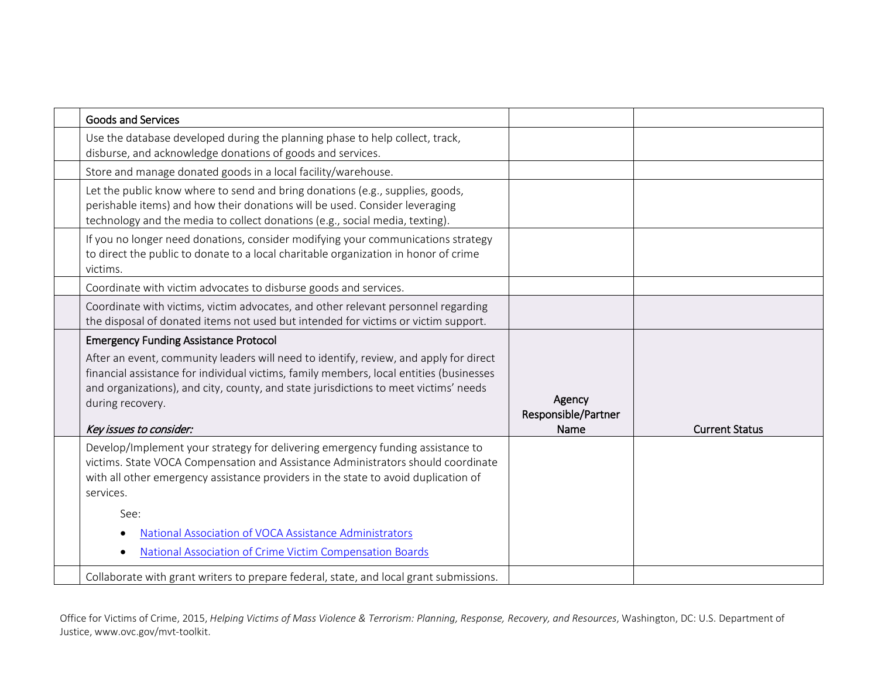| | Goods and Services | | |
|---|---|---|---|
| | Use the database developed during the planning phase to help collect, track, disburse, and acknowledge donations of goods and services. | | |
| | Store and manage donated goods in a local facility/warehouse. | | |
| | Let the public know where to send and bring donations (e.g., supplies, goods, perishable items) and how their donations will be used. Consider leveraging technology and the media to collect donations (e.g., social media, texting). | | |
| | If you no longer need donations, consider modifying your communications strategy to direct the public to donate to a local charitable organization in honor of crime victims. | | |
| | Coordinate with victim advocates to disburse goods and services. | | |
| | Coordinate with victims, victim advocates, and other relevant personnel regarding the disposal of donated items not used but intended for victims or victim support. | | |
| | **Emergency Funding Assistance Protocol**<br>After an event, community leaders will need to identify, review, and apply for direct financial assistance for individual victims, family members, local entities (businesses and organizations), and city, county, and state jurisdictions to meet victims' needs during recovery.<br><br>*Key issues to consider:* | Agency Responsible/Partner Name | Current Status |
| | Develop/Implement your strategy for delivering emergency funding assistance to victims. State VOCA Compensation and Assistance Administrators should coordinate with all other emergency assistance providers in the state to avoid duplication of services.<br>See:<br>• National Association of VOCA Assistance Administrators<br>• National Association of Crime Victim Compensation Boards | | |
| | Collaborate with grant writers to prepare federal, state, and local grant submissions. | | |

Office for Victims of Crime, 2015, *Helping Victims of Mass Violence & Terrorism: Planning, Response, Recovery, and Resources*, Washington, DC: U.S. Department of Justice, www.ovc.gov/mvt-toolkit.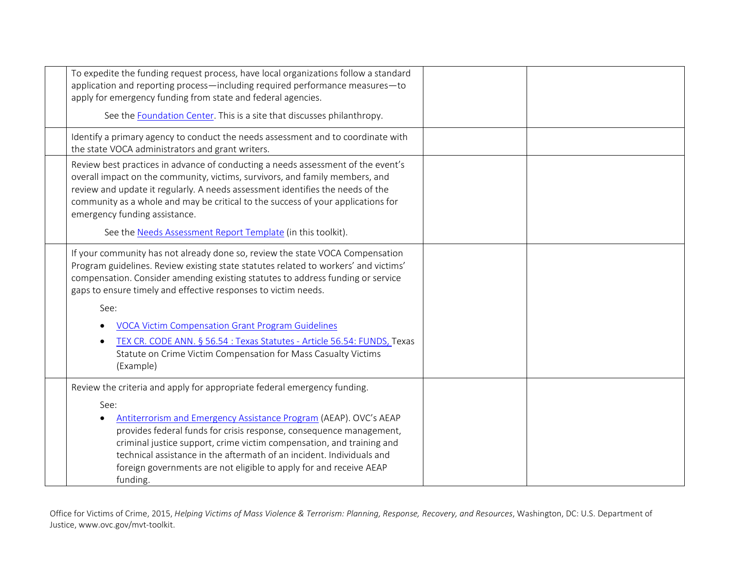| | | | |
|---|---|---|---|
| | To expedite the funding request process, have local organizations follow a standard application and reporting process—including required performance measures—to apply for emergency funding from state and federal agencies.<br><br>See the Foundation Center. This is a site that discusses philanthropy. | | |
| | Identify a primary agency to conduct the needs assessment and to coordinate with the state VOCA administrators and grant writers. | | |
| | Review best practices in advance of conducting a needs assessment of the event's overall impact on the community, victims, survivors, and family members, and review and update it regularly. A needs assessment identifies the needs of the community as a whole and may be critical to the success of your applications for emergency funding assistance.<br><br>See the Needs Assessment Report Template (in this toolkit). | | |
| | If your community has not already done so, review the state VOCA Compensation Program guidelines. Review existing state statutes related to workers' and victims' compensation. Consider amending existing statutes to address funding or service gaps to ensure timely and effective responses to victim needs.<br><br>See:<br>• VOCA Victim Compensation Grant Program Guidelines<br>• TEX CR. CODE ANN. § 56.54 : Texas Statutes - Article 56.54: FUNDS, Texas Statute on Crime Victim Compensation for Mass Casualty Victims (Example) | | |
| | Review the criteria and apply for appropriate federal emergency funding.<br><br>See:<br>• Antiterrorism and Emergency Assistance Program (AEAP). OVC's AEAP provides federal funds for crisis response, consequence management, criminal justice support, crime victim compensation, and training and technical assistance in the aftermath of an incident. Individuals and foreign governments are not eligible to apply for and receive AEAP funding. | | |

Office for Victims of Crime, 2015, *Helping Victims of Mass Violence & Terrorism: Planning, Response, Recovery, and Resources*, Washington, DC: U.S. Department of Justice, www.ovc.gov/mvt-toolkit.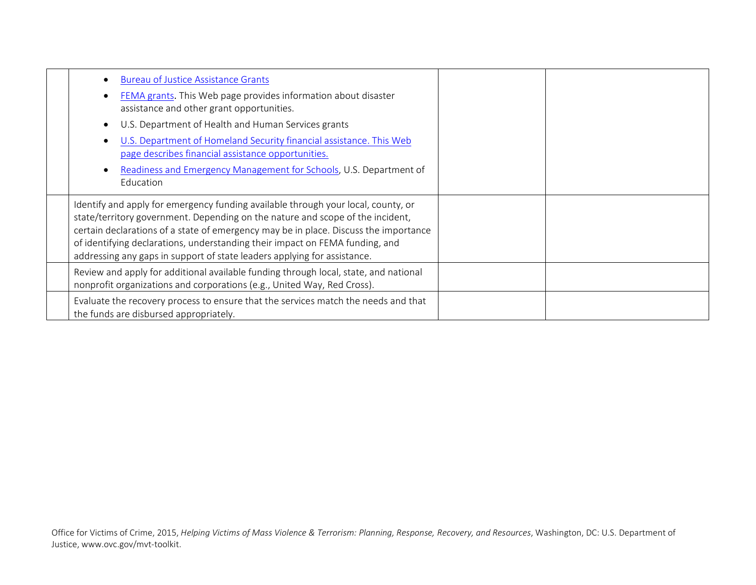| | | | |
|---|---|---|---|
| | • Bureau of Justice Assistance Grants<br>• FEMA grants. This Web page provides information about disaster assistance and other grant opportunities.<br>• U.S. Department of Health and Human Services grants<br>• U.S. Department of Homeland Security financial assistance. This Web page describes financial assistance opportunities.<br>• Readiness and Emergency Management for Schools, U.S. Department of Education | | |
| | Identify and apply for emergency funding available through your local, county, or state/territory government. Depending on the nature and scope of the incident, certain declarations of a state of emergency may be in place. Discuss the importance of identifying declarations, understanding their impact on FEMA funding, and addressing any gaps in support of state leaders applying for assistance. | | |
| | Review and apply for additional available funding through local, state, and national nonprofit organizations and corporations (e.g., United Way, Red Cross). | | |
| | Evaluate the recovery process to ensure that the services match the needs and that the funds are disbursed appropriately. | | |